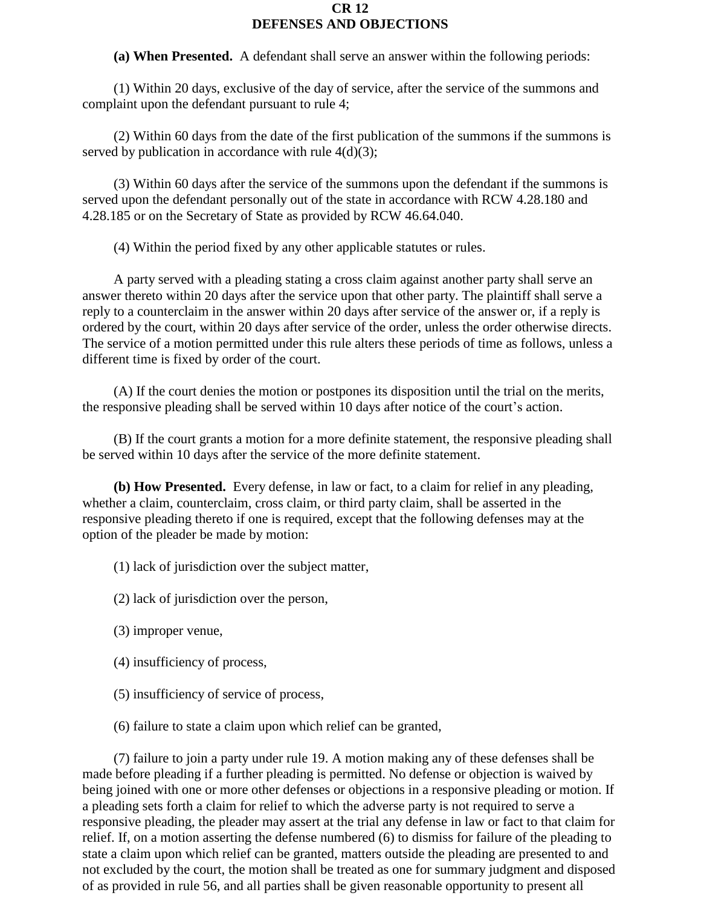# CR 12
# DEFENSES AND OBJECTIONS

**(a) When Presented.** A defendant shall serve an answer within the following periods:

(1) Within 20 days, exclusive of the day of service, after the service of the summons and complaint upon the defendant pursuant to rule 4;

(2) Within 60 days from the date of the first publication of the summons if the summons is served by publication in accordance with rule 4(d)(3);

(3) Within 60 days after the service of the summons upon the defendant if the summons is served upon the defendant personally out of the state in accordance with RCW 4.28.180 and 4.28.185 or on the Secretary of State as provided by RCW 46.64.040.

(4) Within the period fixed by any other applicable statutes or rules.

A party served with a pleading stating a cross claim against another party shall serve an answer thereto within 20 days after the service upon that other party. The plaintiff shall serve a reply to a counterclaim in the answer within 20 days after service of the answer or, if a reply is ordered by the court, within 20 days after service of the order, unless the order otherwise directs. The service of a motion permitted under this rule alters these periods of time as follows, unless a different time is fixed by order of the court.

(A) If the court denies the motion or postpones its disposition until the trial on the merits, the responsive pleading shall be served within 10 days after notice of the court's action.

(B) If the court grants a motion for a more definite statement, the responsive pleading shall be served within 10 days after the service of the more definite statement.

**(b) How Presented.** Every defense, in law or fact, to a claim for relief in any pleading, whether a claim, counterclaim, cross claim, or third party claim, shall be asserted in the responsive pleading thereto if one is required, except that the following defenses may at the option of the pleader be made by motion:

(1) lack of jurisdiction over the subject matter,

(2) lack of jurisdiction over the person,

(3) improper venue,

(4) insufficiency of process,

(5) insufficiency of service of process,

(6) failure to state a claim upon which relief can be granted,

(7) failure to join a party under rule 19. A motion making any of these defenses shall be made before pleading if a further pleading is permitted. No defense or objection is waived by being joined with one or more other defenses or objections in a responsive pleading or motion. If a pleading sets forth a claim for relief to which the adverse party is not required to serve a responsive pleading, the pleader may assert at the trial any defense in law or fact to that claim for relief. If, on a motion asserting the defense numbered (6) to dismiss for failure of the pleading to state a claim upon which relief can be granted, matters outside the pleading are presented to and not excluded by the court, the motion shall be treated as one for summary judgment and disposed of as provided in rule 56, and all parties shall be given reasonable opportunity to present all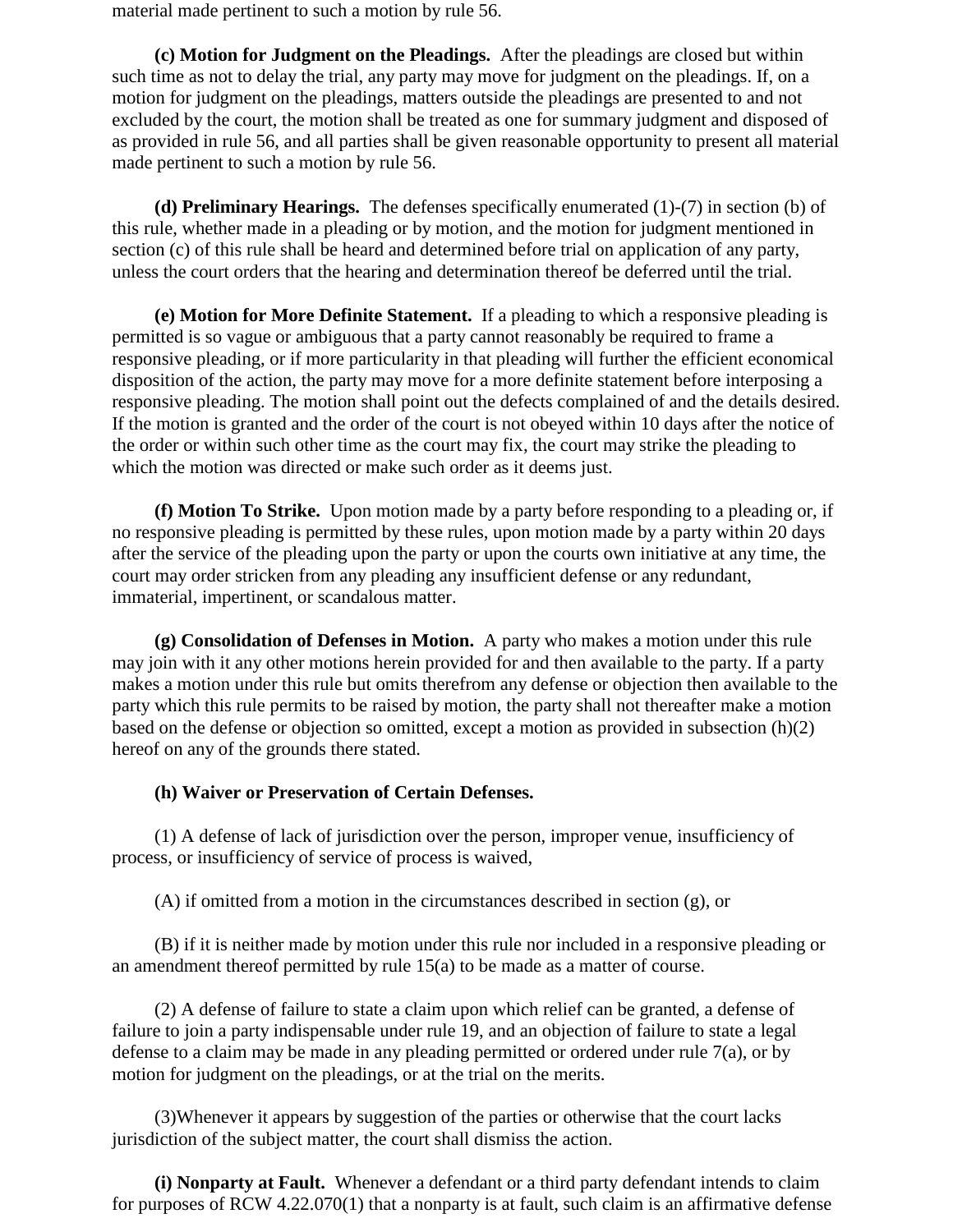material made pertinent to such a motion by rule 56.

**(c) Motion for Judgment on the Pleadings.** After the pleadings are closed but within such time as not to delay the trial, any party may move for judgment on the pleadings. If, on a motion for judgment on the pleadings, matters outside the pleadings are presented to and not excluded by the court, the motion shall be treated as one for summary judgment and disposed of as provided in rule 56, and all parties shall be given reasonable opportunity to present all material made pertinent to such a motion by rule 56.

**(d) Preliminary Hearings.** The defenses specifically enumerated (1)-(7) in section (b) of this rule, whether made in a pleading or by motion, and the motion for judgment mentioned in section (c) of this rule shall be heard and determined before trial on application of any party, unless the court orders that the hearing and determination thereof be deferred until the trial.

**(e) Motion for More Definite Statement.** If a pleading to which a responsive pleading is permitted is so vague or ambiguous that a party cannot reasonably be required to frame a responsive pleading, or if more particularity in that pleading will further the efficient economical disposition of the action, the party may move for a more definite statement before interposing a responsive pleading. The motion shall point out the defects complained of and the details desired. If the motion is granted and the order of the court is not obeyed within 10 days after the notice of the order or within such other time as the court may fix, the court may strike the pleading to which the motion was directed or make such order as it deems just.

**(f) Motion To Strike.** Upon motion made by a party before responding to a pleading or, if no responsive pleading is permitted by these rules, upon motion made by a party within 20 days after the service of the pleading upon the party or upon the courts own initiative at any time, the court may order stricken from any pleading any insufficient defense or any redundant, immaterial, impertinent, or scandalous matter.

**(g) Consolidation of Defenses in Motion.** A party who makes a motion under this rule may join with it any other motions herein provided for and then available to the party. If a party makes a motion under this rule but omits therefrom any defense or objection then available to the party which this rule permits to be raised by motion, the party shall not thereafter make a motion based on the defense or objection so omitted, except a motion as provided in subsection (h)(2) hereof on any of the grounds there stated.

**(h) Waiver or Preservation of Certain Defenses.**

(1) A defense of lack of jurisdiction over the person, improper venue, insufficiency of process, or insufficiency of service of process is waived,

(A) if omitted from a motion in the circumstances described in section (g), or

(B) if it is neither made by motion under this rule nor included in a responsive pleading or an amendment thereof permitted by rule 15(a) to be made as a matter of course.

(2) A defense of failure to state a claim upon which relief can be granted, a defense of failure to join a party indispensable under rule 19, and an objection of failure to state a legal defense to a claim may be made in any pleading permitted or ordered under rule 7(a), or by motion for judgment on the pleadings, or at the trial on the merits.

(3)Whenever it appears by suggestion of the parties or otherwise that the court lacks jurisdiction of the subject matter, the court shall dismiss the action.

**(i) Nonparty at Fault.** Whenever a defendant or a third party defendant intends to claim for purposes of RCW 4.22.070(1) that a nonparty is at fault, such claim is an affirmative defense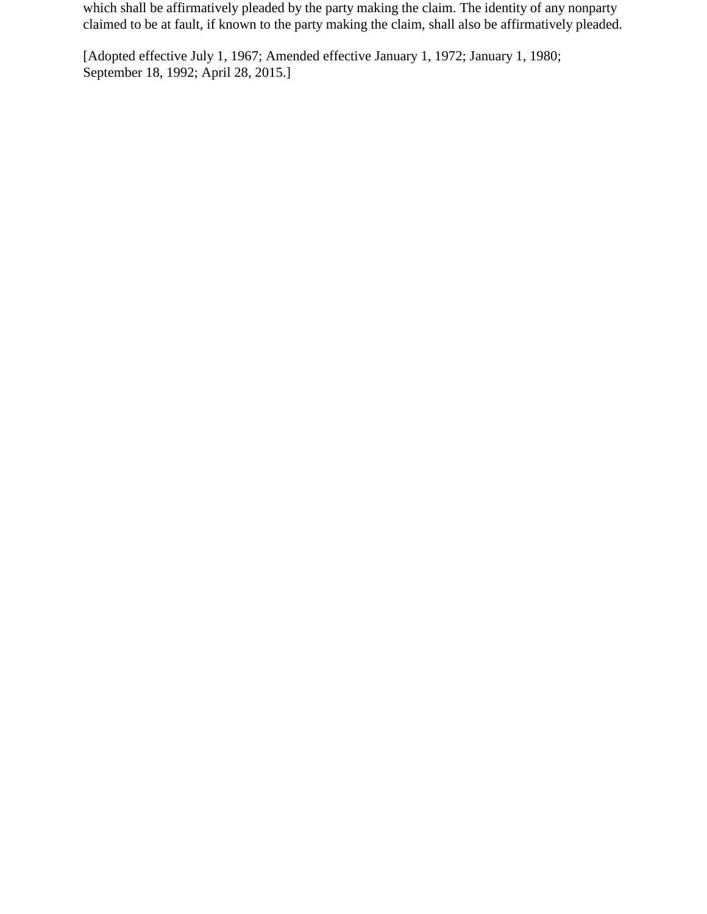which shall be affirmatively pleaded by the party making the claim. The identity of any nonparty claimed to be at fault, if known to the party making the claim, shall also be affirmatively pleaded.

[Adopted effective July 1, 1967; Amended effective January 1, 1972; January 1, 1980; September 18, 1992; April 28, 2015.]